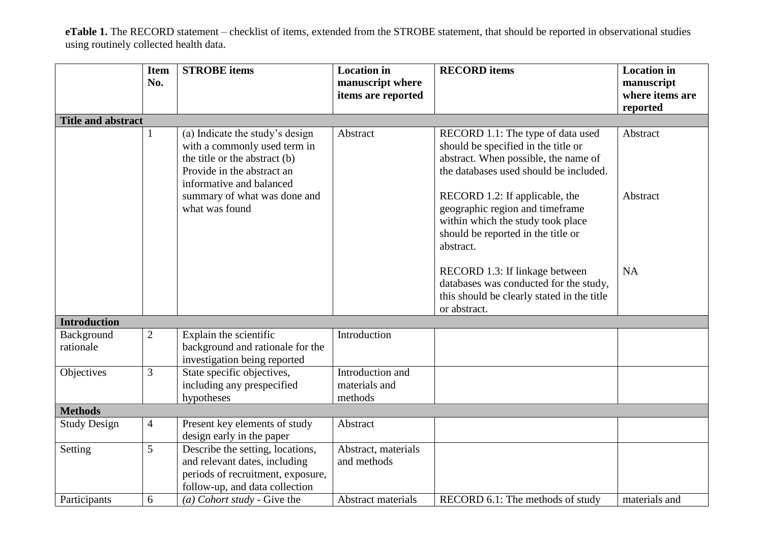**eTable 1.** The RECORD statement – checklist of items, extended from the STROBE statement, that should be reported in observational studies using routinely collected health data.

| | Item No. | STROBE items | Location in manuscript where items are reported | RECORD items | Location in manuscript where items are reported |
|---|---|---|---|---|---|
| **Title and abstract** | | | | | |
| | 1 | (a) Indicate the study's design with a commonly used term in the title or the abstract (b) Provide in the abstract an informative and balanced summary of what was done and what was found | Abstract | RECORD 1.1: The type of data used should be specified in the title or abstract. When possible, the name of the databases used should be included.<br><br>RECORD 1.2: If applicable, the geographic region and timeframe within which the study took place should be reported in the title or abstract.<br><br>RECORD 1.3: If linkage between databases was conducted for the study, this should be clearly stated in the title or abstract. | Abstract<br><br>Abstract<br><br>NA |
| **Introduction** | | | | | |
| Background rationale | 2 | Explain the scientific background and rationale for the investigation being reported | Introduction | | |
| Objectives | 3 | State specific objectives, including any prespecified hypotheses | Introduction and materials and methods | | |
| **Methods** | | | | | |
| Study Design | 4 | Present key elements of study design early in the paper | Abstract | | |
| Setting | 5 | Describe the setting, locations, and relevant dates, including periods of recruitment, exposure, follow-up, and data collection | Abstract, materials and methods | | |
| Participants | 6 | *(a) Cohort study* - Give the | Abstract materials | RECORD 6.1: The methods of study | materials and |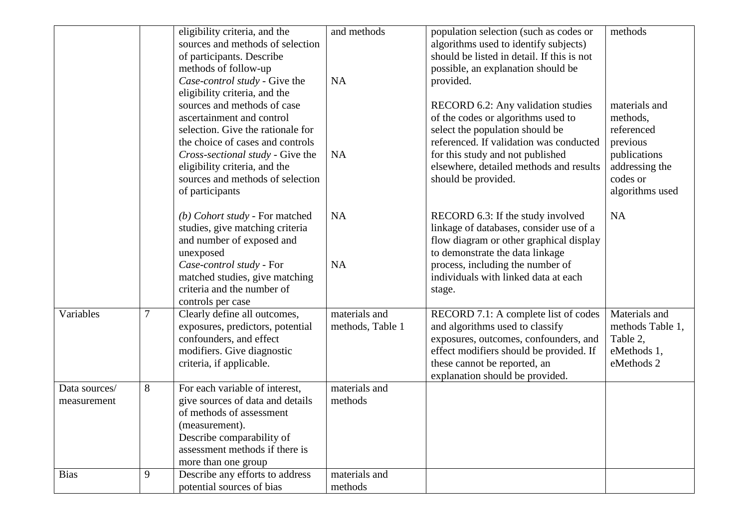| | | | | | |
|---|---|---|---|---|---|
| | | eligibility criteria, and the sources and methods of selection of participants. Describe methods of follow-up<br>*Case-control study* - Give the eligibility criteria, and the sources and methods of case ascertainment and control selection. Give the rationale for the choice of cases and controls<br>*Cross-sectional study* - Give the eligibility criteria, and the sources and methods of selection of participants | and methods<br><br>NA<br><br>NA | population selection (such as codes or algorithms used to identify subjects) should be listed in detail. If this is not possible, an explanation should be provided.<br><br>RECORD 6.2: Any validation studies of the codes or algorithms used to select the population should be referenced. If validation was conducted for this study and not published elsewhere, detailed methods and results should be provided. | methods<br><br>materials and methods, referenced previous publications addressing the codes or algorithms used |
| | | *(b) Cohort study* - For matched studies, give matching criteria and number of exposed and unexposed<br>*Case-control study* - For matched studies, give matching criteria and the number of controls per case | NA<br><br>NA | RECORD 6.3: If the study involved linkage of databases, consider use of a flow diagram or other graphical display to demonstrate the data linkage process, including the number of individuals with linked data at each stage. | NA |
| Variables | 7 | Clearly define all outcomes, exposures, predictors, potential confounders, and effect modifiers. Give diagnostic criteria, if applicable. | materials and methods, Table 1 | RECORD 7.1: A complete list of codes and algorithms used to classify exposures, outcomes, confounders, and effect modifiers should be provided. If these cannot be reported, an explanation should be provided. | Materials and methods Table 1, Table 2, eMethods 1, eMethods 2 |
| Data sources/ measurement | 8 | For each variable of interest, give sources of data and details of methods of assessment (measurement).<br>Describe comparability of assessment methods if there is more than one group | materials and methods | | |
| Bias | 9 | Describe any efforts to address potential sources of bias | materials and methods | | |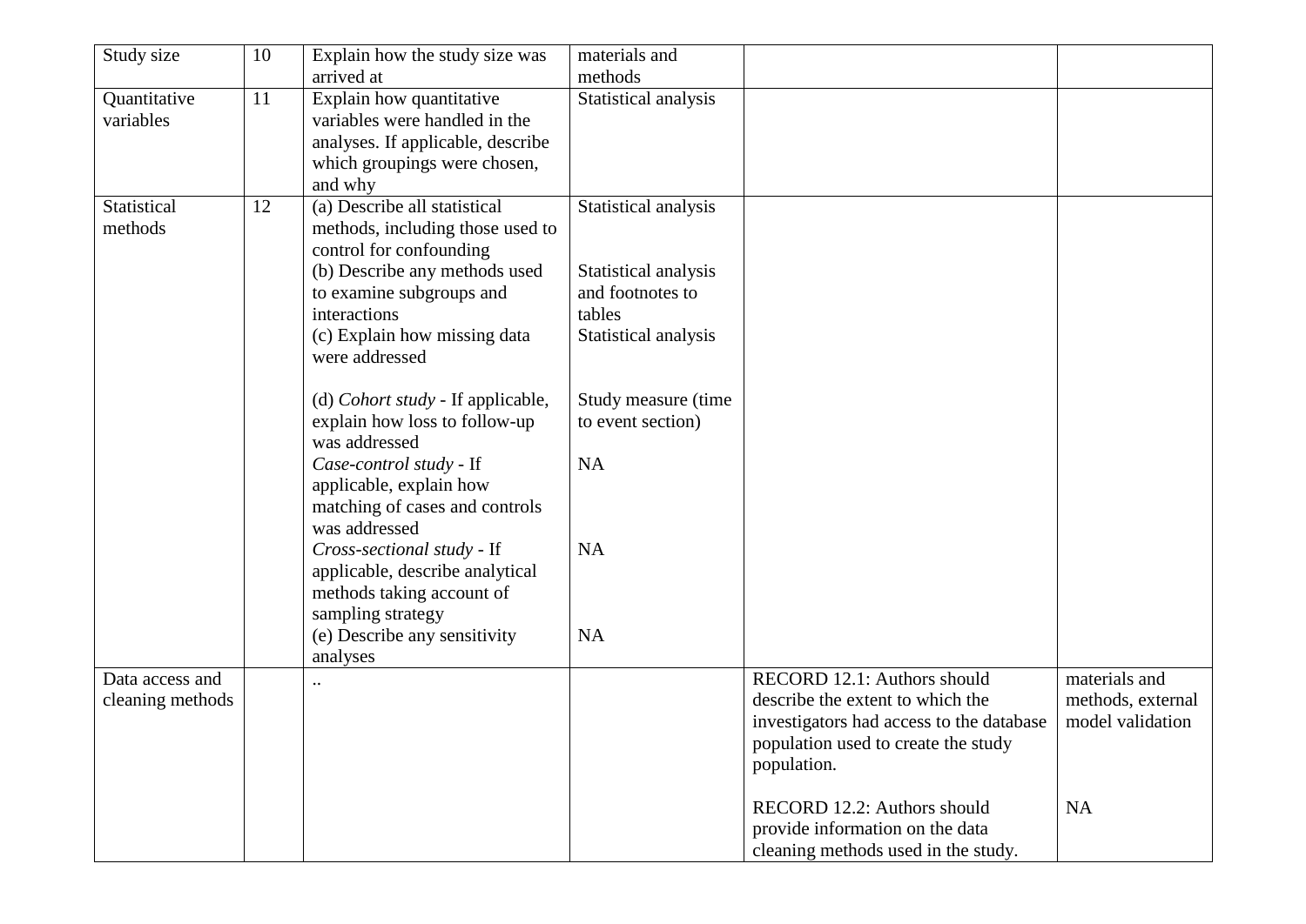| Study size | 10 | Explain how the study size was arrived at | materials and methods | | |
|---|---|---|---|---|---|
| Quantitative variables | 11 | Explain how quantitative variables were handled in the analyses. If applicable, describe which groupings were chosen, and why | Statistical analysis | | |
| Statistical methods | 12 | (a) Describe all statistical methods, including those used to control for confounding<br>(b) Describe any methods used to examine subgroups and interactions<br>(c) Explain how missing data were addressed<br><br>(d) *Cohort study* - If applicable, explain how loss to follow-up was addressed<br>*Case-control study* - If applicable, explain how matching of cases and controls was addressed<br>*Cross-sectional study* - If applicable, describe analytical methods taking account of sampling strategy<br>(e) Describe any sensitivity analyses | Statistical analysis<br><br>Statistical analysis and footnotes to tables<br>Statistical analysis<br><br>Study measure (time to event section)<br><br>NA<br><br>NA<br><br>NA | | |
| Data access and cleaning methods | | .. | | RECORD 12.1: Authors should describe the extent to which the investigators had access to the database population used to create the study population.<br><br>RECORD 12.2: Authors should provide information on the data cleaning methods used in the study. | materials and methods, external model validation<br><br>NA |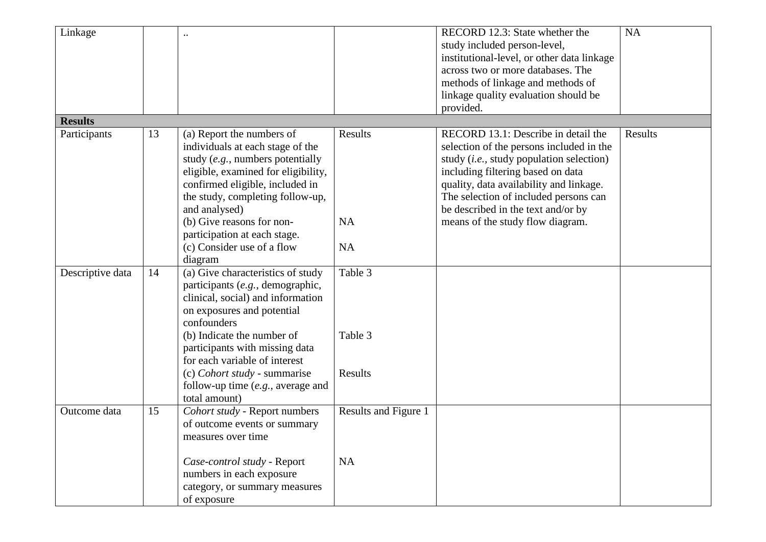| Linkage | | .. | | RECORD 12.3: State whether the study included person-level, institutional-level, or other data linkage across two or more databases. The methods of linkage and methods of linkage quality evaluation should be provided. | NA |
|---|---|---|---|---|---|
| **Results** | | | | | |
| Participants | 13 | (a) Report the numbers of individuals at each stage of the study (*e.g.*, numbers potentially eligible, examined for eligibility, confirmed eligible, included in the study, completing follow-up, and analysed)<br>(b) Give reasons for non-participation at each stage.<br>(c) Consider use of a flow diagram | Results<br><br>NA<br><br>NA | RECORD 13.1: Describe in detail the selection of the persons included in the study (*i.e.,* study population selection) including filtering based on data quality, data availability and linkage. The selection of included persons can be described in the text and/or by means of the study flow diagram. | Results |
| Descriptive data | 14 | (a) Give characteristics of study participants (*e.g.*, demographic, clinical, social) and information on exposures and potential confounders<br>(b) Indicate the number of participants with missing data for each variable of interest<br>(c) *Cohort study* - summarise follow-up time (*e.g.*, average and total amount) | Table 3<br><br>Table 3<br><br>Results | | |
| Outcome data | 15 | *Cohort study* - Report numbers of outcome events or summary measures over time<br><br>*Case-control study* - Report numbers in each exposure category, or summary measures of exposure | Results and Figure 1<br><br>NA | | |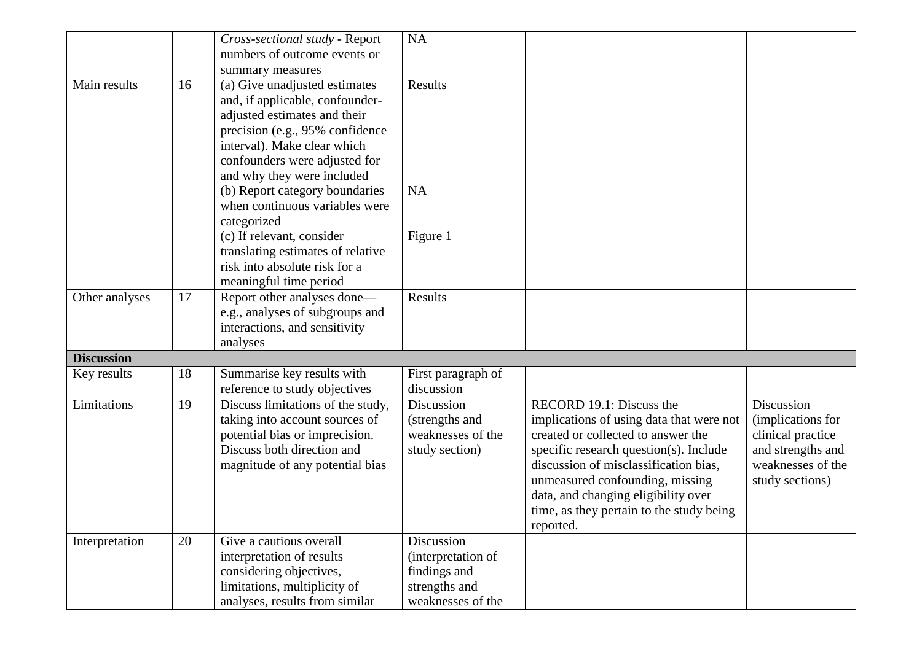| | | | | | |
|---|---|---|---|---|---|
| | | *Cross-sectional study* - Report numbers of outcome events or summary measures | NA | | |
| Main results | 16 | (a) Give unadjusted estimates and, if applicable, confounder-adjusted estimates and their precision (e.g., 95% confidence interval). Make clear which confounders were adjusted for and why they were included<br>(b) Report category boundaries when continuous variables were categorized<br>(c) If relevant, consider translating estimates of relative risk into absolute risk for a meaningful time period | Results<br><br>NA<br><br>Figure 1 | | |
| Other analyses | 17 | Report other analyses done—e.g., analyses of subgroups and interactions, and sensitivity analyses | Results | | |
| **Discussion** | | | | | |
| Key results | 18 | Summarise key results with reference to study objectives | First paragraph of discussion | | |
| Limitations | 19 | Discuss limitations of the study, taking into account sources of potential bias or imprecision. Discuss both direction and magnitude of any potential bias | Discussion (strengths and weaknesses of the study section) | RECORD 19.1: Discuss the implications of using data that were not created or collected to answer the specific research question(s). Include discussion of misclassification bias, unmeasured confounding, missing data, and changing eligibility over time, as they pertain to the study being reported. | Discussion (implications for clinical practice and strengths and weaknesses of the study sections) |
| Interpretation | 20 | Give a cautious overall interpretation of results considering objectives, limitations, multiplicity of analyses, results from similar | Discussion (interpretation of findings and strengths and weaknesses of the | | |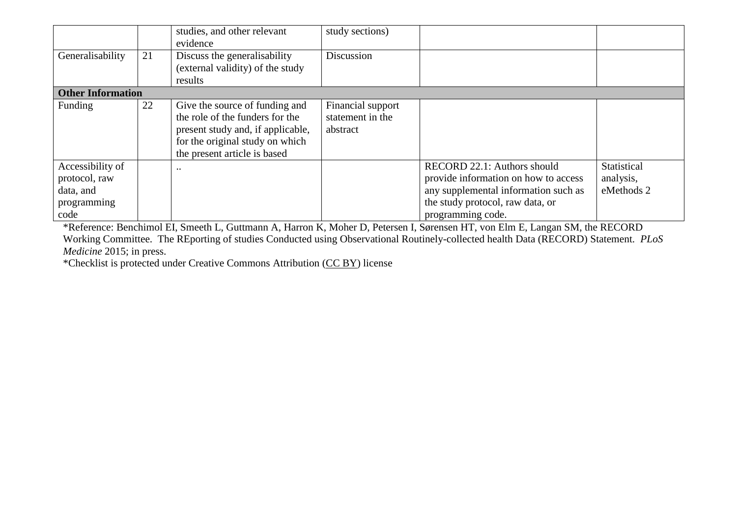| | | | | | |
|---|---|---|---|---|---|
| | | studies, and other relevant evidence | study sections) | | |
| Generalisability | 21 | Discuss the generalisability (external validity) of the study results | Discussion | | |
| **Other Information** | | | | | |
| Funding | 22 | Give the source of funding and the role of the funders for the present study and, if applicable, for the original study on which the present article is based | Financial support statement in the abstract | | |
| Accessibility of protocol, raw data, and programming code | | .. | | RECORD 22.1: Authors should provide information on how to access any supplemental information such as the study protocol, raw data, or programming code. | Statistical analysis, eMethods 2 |

*Reference: Benchimol EI, Smeeth L, Guttmann A, Harron K, Moher D, Petersen I, Sørensen HT, von Elm E, Langan SM, the RECORD Working Committee. The REporting of studies Conducted using Observational Routinely-collected health Data (RECORD) Statement. *PLoS Medicine* 2015; in press.

*Checklist is protected under Creative Commons Attribution (CC BY) license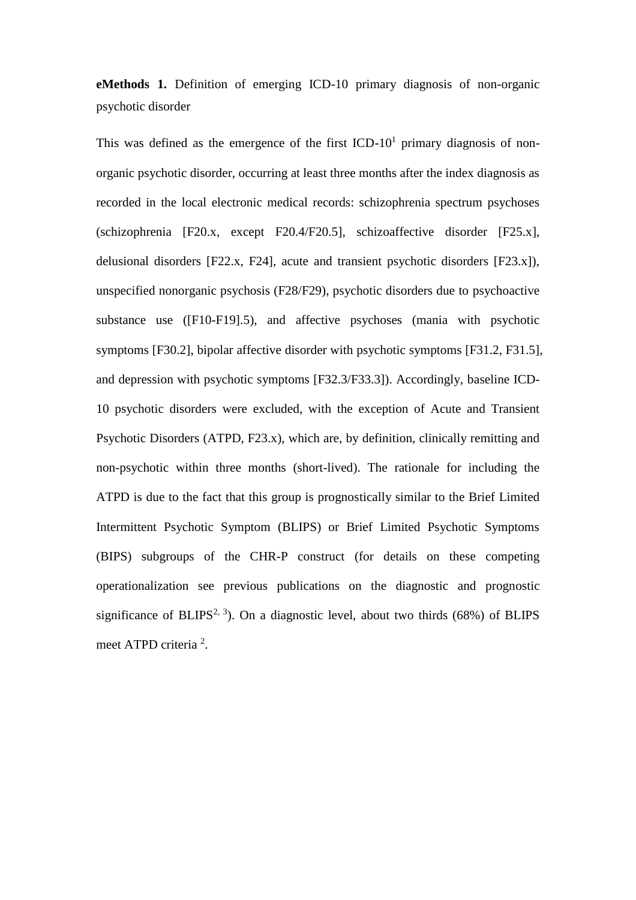**eMethods 1.** Definition of emerging ICD-10 primary diagnosis of non-organic psychotic disorder

This was defined as the emergence of the first ICD-10[1] primary diagnosis of non-organic psychotic disorder, occurring at least three months after the index diagnosis as recorded in the local electronic medical records: schizophrenia spectrum psychoses (schizophrenia [F20.x, except F20.4/F20.5], schizoaffective disorder [F25.x], delusional disorders [F22.x, F24], acute and transient psychotic disorders [F23.x]), unspecified nonorganic psychosis (F28/F29), psychotic disorders due to psychoactive substance use ([F10-F19].5), and affective psychoses (mania with psychotic symptoms [F30.2], bipolar affective disorder with psychotic symptoms [F31.2, F31.5], and depression with psychotic symptoms [F32.3/F33.3]). Accordingly, baseline ICD-10 psychotic disorders were excluded, with the exception of Acute and Transient Psychotic Disorders (ATPD, F23.x), which are, by definition, clinically remitting and non-psychotic within three months (short-lived). The rationale for including the ATPD is due to the fact that this group is prognostically similar to the Brief Limited Intermittent Psychotic Symptom (BLIPS) or Brief Limited Psychotic Symptoms (BIPS) subgroups of the CHR-P construct (for details on these competing operationalization see previous publications on the diagnostic and prognostic significance of BLIPS[2, 3]). On a diagnostic level, about two thirds (68%) of BLIPS meet ATPD criteria [2].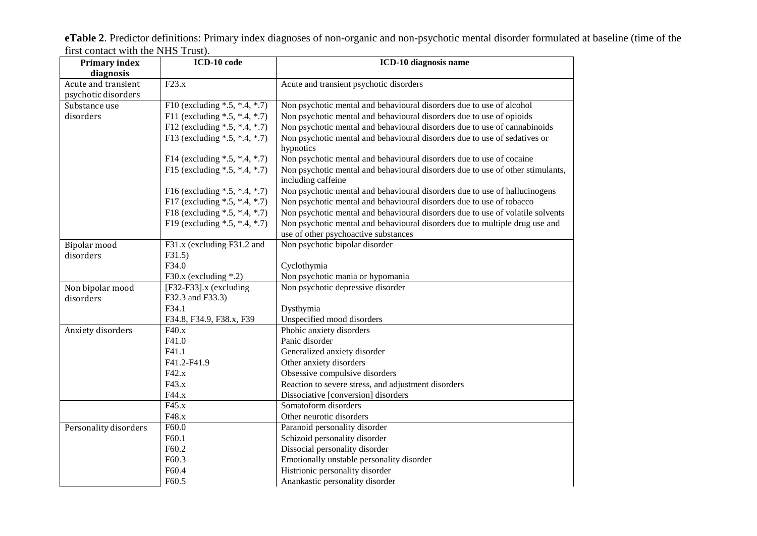**eTable 2**. Predictor definitions: Primary index diagnoses of non-organic and non-psychotic mental disorder formulated at baseline (time of the first contact with the NHS Trust).

| Primary index diagnosis | ICD-10 code | ICD-10 diagnosis name |
|---|---|---|
| Acute and transient psychotic disorders | F23.x | Acute and transient psychotic disorders |
| Substance use disorders | F10 (excluding *.5, *.4, *.7) | Non psychotic mental and behavioural disorders due to use of alcohol |
| | F11 (excluding *.5, *.4, *.7) | Non psychotic mental and behavioural disorders due to use of opioids |
| | F12 (excluding *.5, *.4, *.7) | Non psychotic mental and behavioural disorders due to use of cannabinoids |
| | F13 (excluding *.5, *.4, *.7) | Non psychotic mental and behavioural disorders due to use of sedatives or hypnotics |
| | F14 (excluding *.5, *.4, *.7) | Non psychotic mental and behavioural disorders due to use of cocaine |
| | F15 (excluding *.5, *.4, *.7) | Non psychotic mental and behavioural disorders due to use of other stimulants, including caffeine |
| | F16 (excluding *.5, *.4, *.7) | Non psychotic mental and behavioural disorders due to use of hallucinogens |
| | F17 (excluding *.5, *.4, *.7) | Non psychotic mental and behavioural disorders due to use of tobacco |
| | F18 (excluding *.5, *.4, *.7) | Non psychotic mental and behavioural disorders due to use of volatile solvents |
| | F19 (excluding *.5, *.4, *.7) | Non psychotic mental and behavioural disorders due to multiple drug use and use of other psychoactive substances |
| Bipolar mood disorders | F31.x (excluding F31.2 and F31.5) | Non psychotic bipolar disorder |
| | F34.0 | Cyclothymia |
| | F30.x (excluding *.2) | Non psychotic mania or hypomania |
| Non bipolar mood disorders | [F32-F33].x (excluding F32.3 and F33.3) | Non psychotic depressive disorder |
| | F34.1 | Dysthymia |
| | F34.8, F34.9, F38.x, F39 | Unspecified mood disorders |
| Anxiety disorders | F40.x | Phobic anxiety disorders |
| | F41.0 | Panic disorder |
| | F41.1 | Generalized anxiety disorder |
| | F41.2-F41.9 | Other anxiety disorders |
| | F42.x | Obsessive compulsive disorders |
| | F43.x | Reaction to severe stress, and adjustment disorders |
| | F44.x | Dissociative [conversion] disorders |
| | F45.x | Somatoform disorders |
| | F48.x | Other neurotic disorders |
| Personality disorders | F60.0 | Paranoid personality disorder |
| | F60.1 | Schizoid personality disorder |
| | F60.2 | Dissocial personality disorder |
| | F60.3 | Emotionally unstable personality disorder |
| | F60.4 | Histrionic personality disorder |
| | F60.5 | Anankastic personality disorder |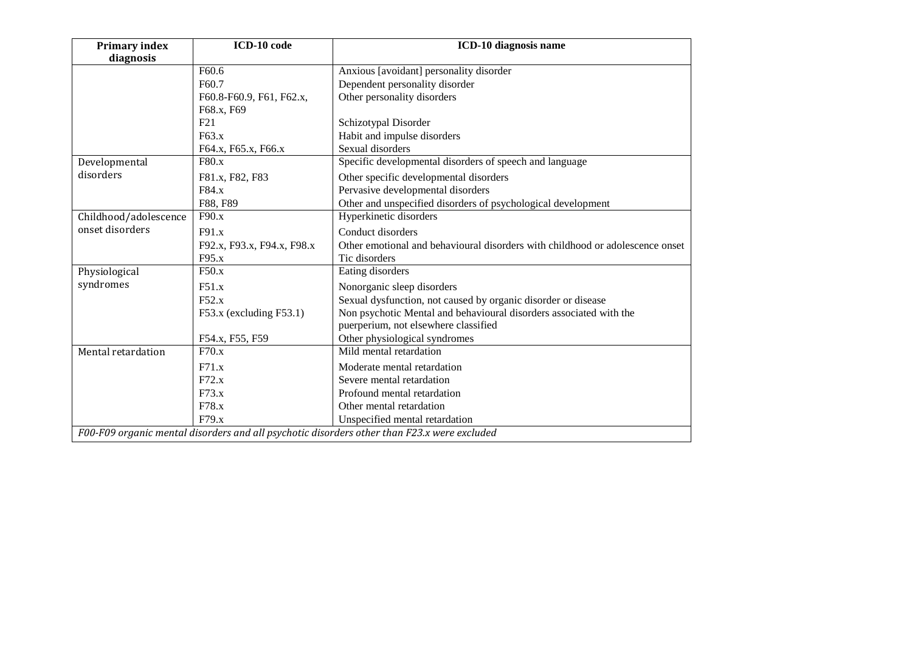| Primary index diagnosis | ICD-10 code | ICD-10 diagnosis name |
|---|---|---|
| | F60.6 | Anxious [avoidant] personality disorder |
| | F60.7 | Dependent personality disorder |
| | F60.8-F60.9, F61, F62.x, F68.x, F69 | Other personality disorders |
| | F21 | Schizotypal Disorder |
| | F63.x | Habit and impulse disorders |
| | F64.x, F65.x, F66.x | Sexual disorders |
| Developmental disorders | F80.x | Specific developmental disorders of speech and language |
| | F81.x, F82, F83 | Other specific developmental disorders |
| | F84.x | Pervasive developmental disorders |
| | F88, F89 | Other and unspecified disorders of psychological development |
| Childhood/adolescence onset disorders | F90.x | Hyperkinetic disorders |
| | F91.x | Conduct disorders |
| | F92.x, F93.x, F94.x, F98.x | Other emotional and behavioural disorders with childhood or adolescence onset |
| | F95.x | Tic disorders |
| Physiological syndromes | F50.x | Eating disorders |
| | F51.x | Nonorganic sleep disorders |
| | F52.x | Sexual dysfunction, not caused by organic disorder or disease |
| | F53.x (excluding F53.1) | Non psychotic Mental and behavioural disorders associated with the puerperium, not elsewhere classified |
| | F54.x, F55, F59 | Other physiological syndromes |
| Mental retardation | F70.x | Mild mental retardation |
| | F71.x | Moderate mental retardation |
| | F72.x | Severe mental retardation |
| | F73.x | Profound mental retardation |
| | F78.x | Other mental retardation |
| | F79.x | Unspecified mental retardation |

*F00-F09 organic mental disorders and all psychotic disorders other than F23.x were excluded*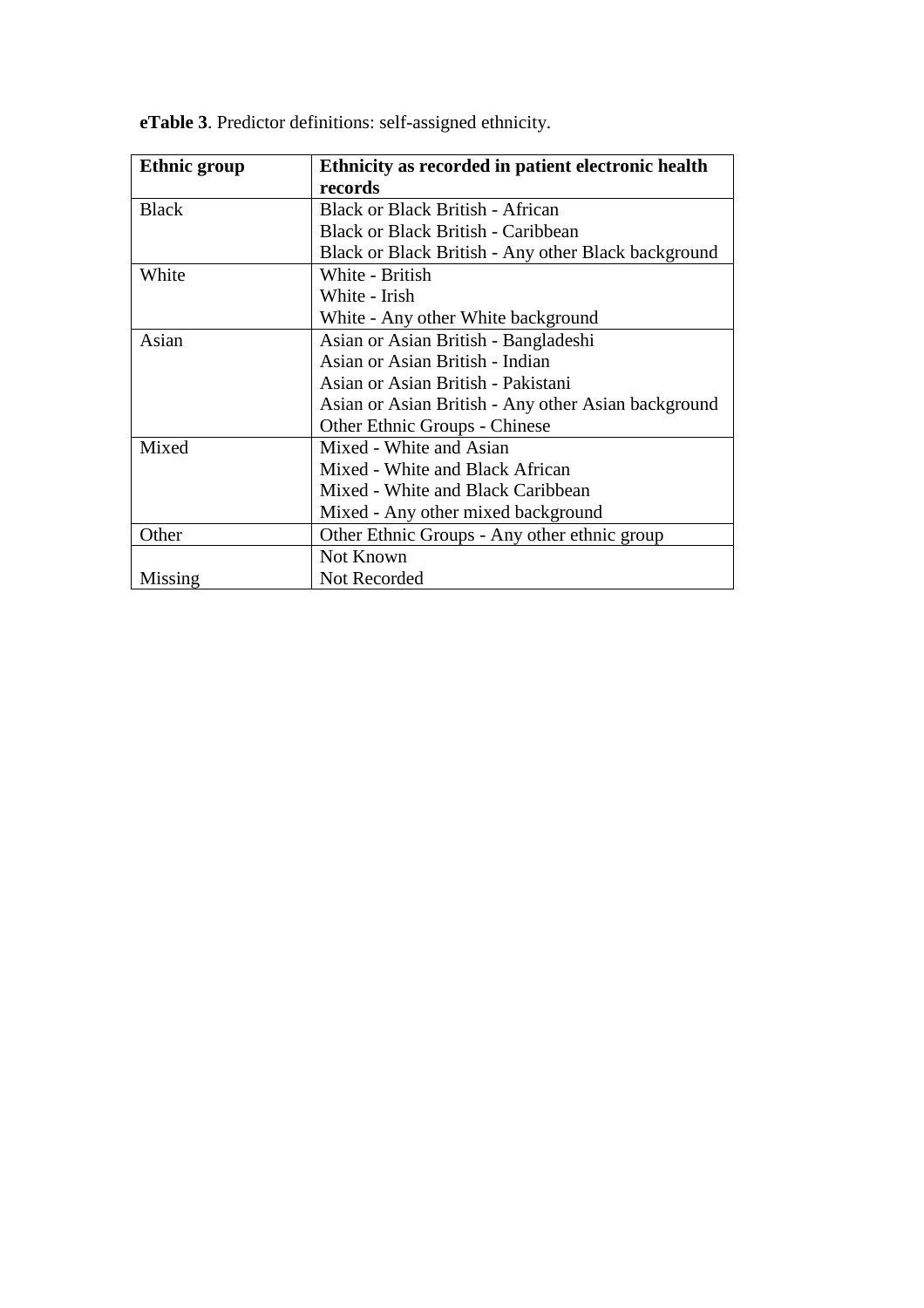**eTable 3**. Predictor definitions: self-assigned ethnicity.

| Ethnic group | Ethnicity as recorded in patient electronic health records |
|---|---|
| Black | Black or Black British - African<br>Black or Black British - Caribbean<br>Black or Black British - Any other Black background |
| White | White - British<br>White - Irish<br>White - Any other White background |
| Asian | Asian or Asian British - Bangladeshi<br>Asian or Asian British - Indian<br>Asian or Asian British - Pakistani<br>Asian or Asian British - Any other Asian background<br>Other Ethnic Groups - Chinese |
| Mixed | Mixed - White and Asian<br>Mixed - White and Black African<br>Mixed - White and Black Caribbean<br>Mixed - Any other mixed background |
| Other | Other Ethnic Groups - Any other ethnic group |
| Missing | Not Known<br>Not Recorded |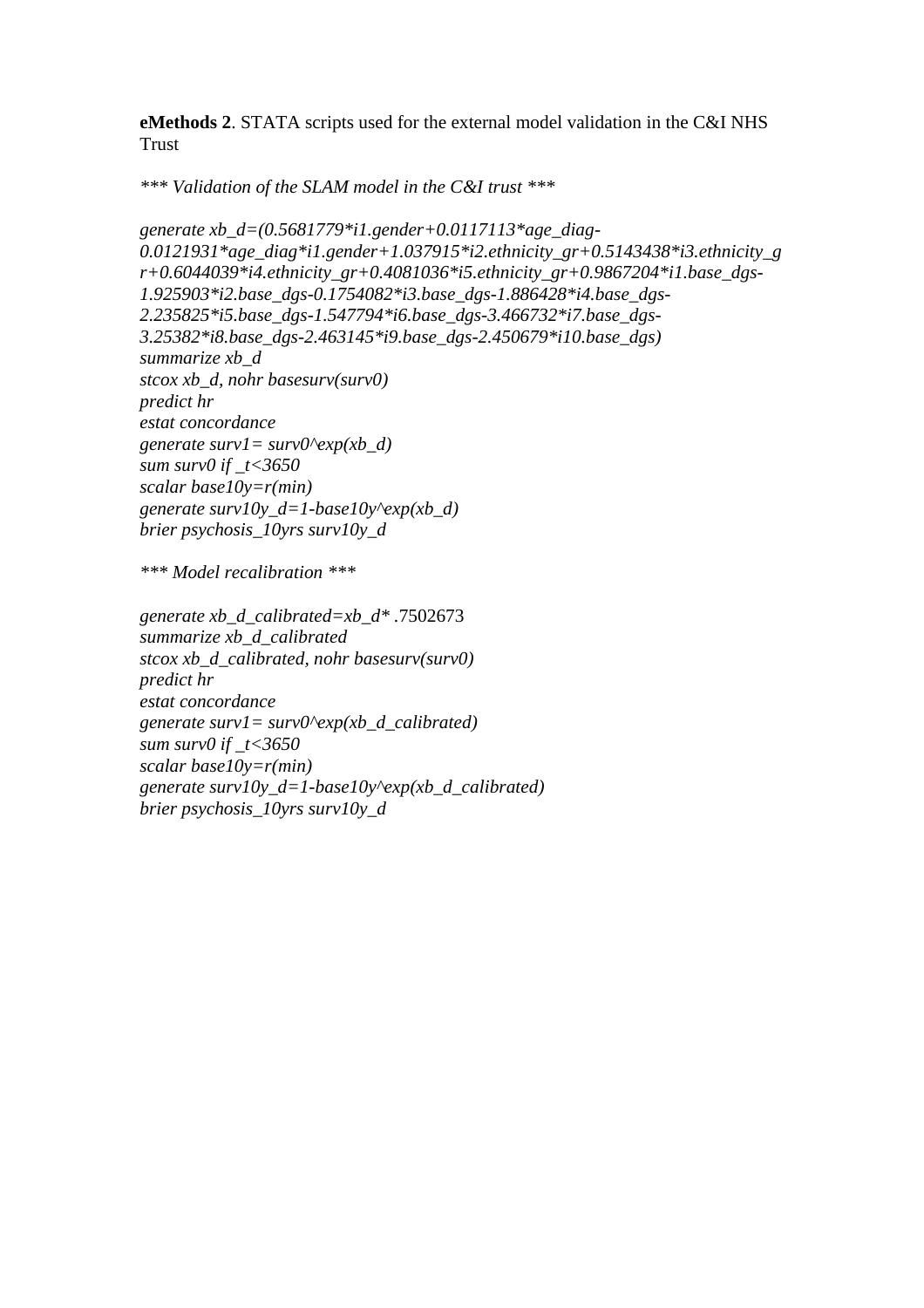**eMethods 2**. STATA scripts used for the external model validation in the C&I NHS Trust

```
*** Validation of the SLAM model in the C&I trust ***

generate xb_d=(0.5681779*i1.gender+0.0117113*age_diag-0.0121931*age_diag*i1.gender+1.037915*i2.ethnicity_gr+0.5143438*i3.ethnicity_gr+0.6044039*i4.ethnicity_gr+0.4081036*i5.ethnicity_gr+0.9867204*i1.base_dgs-1.925903*i2.base_dgs-0.1754082*i3.base_dgs-1.886428*i4.base_dgs-2.235825*i5.base_dgs-1.547794*i6.base_dgs-3.466732*i7.base_dgs-3.25382*i8.base_dgs-2.463145*i9.base_dgs-2.450679*i10.base_dgs)
summarize xb_d
stcox xb_d, nohr basesurv(surv0)
predict hr
estat concordance
generate surv1= surv0^exp(xb_d)
sum surv0 if _t<3650
scalar base10y=r(min)
generate surv10y_d=1-base10y^exp(xb_d)
brier psychosis_10yrs surv10y_d

*** Model recalibration ***

generate xb_d_calibrated=xb_d* .7502673
summarize xb_d_calibrated
stcox xb_d_calibrated, nohr basesurv(surv0)
predict hr
estat concordance
generate surv1= surv0^exp(xb_d_calibrated)
sum surv0 if _t<3650
scalar base10y=r(min)
generate surv10y_d=1-base10y^exp(xb_d_calibrated)
brier psychosis_10yrs surv10y_d
```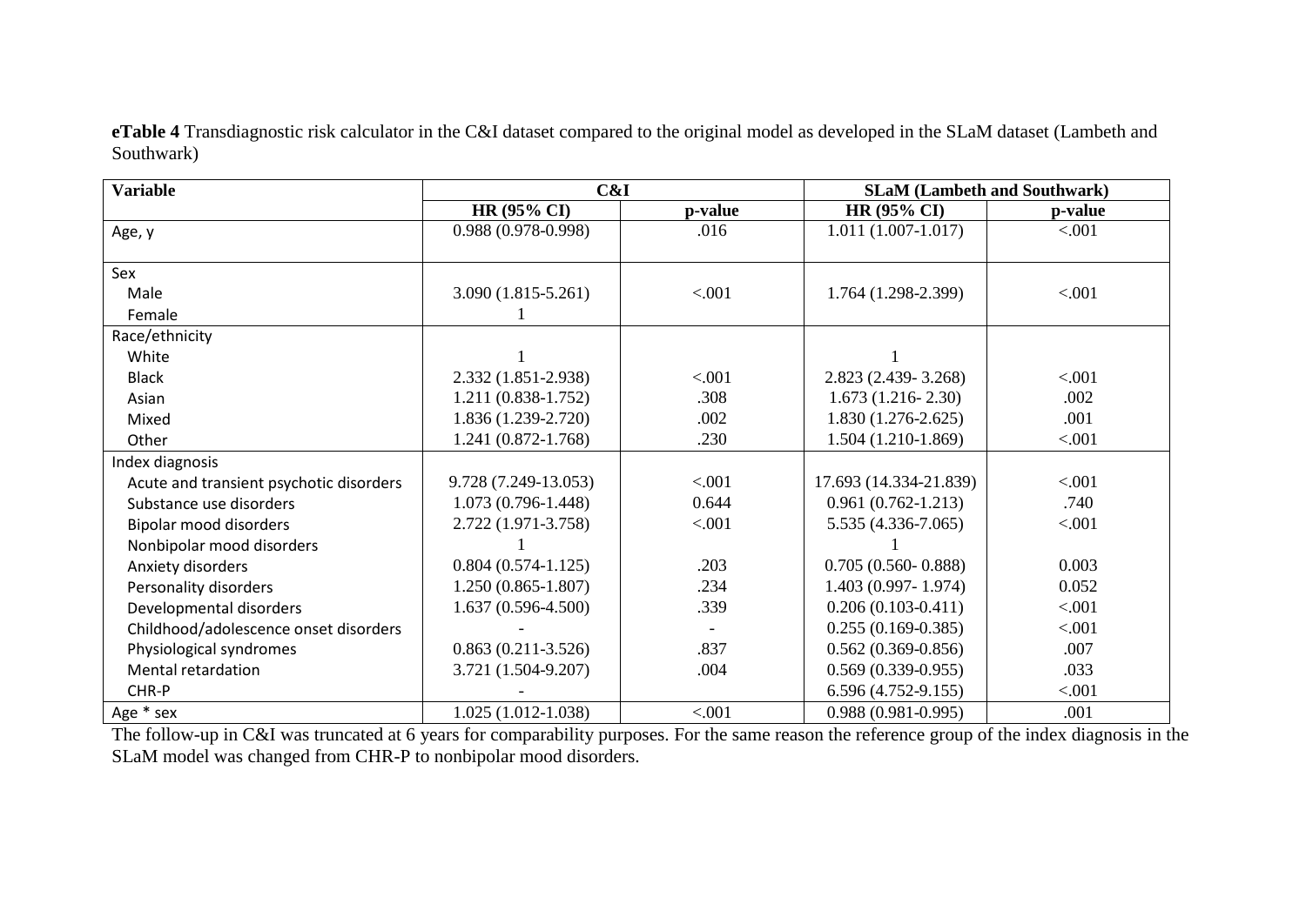**eTable 4** Transdiagnostic risk calculator in the C&I dataset compared to the original model as developed in the SLaM dataset (Lambeth and Southwark)

| Variable | C&I | | SLaM (Lambeth and Southwark) | |
|---|---|---|---|---|
| | HR (95% CI) | p-value | HR (95% CI) | p-value |
| Age, y | 0.988 (0.978-0.998) | .016 | 1.011 (1.007-1.017) | <.001 |
| Sex | | | | |
| Male | 3.090 (1.815-5.261) | <.001 | 1.764 (1.298-2.399) | <.001 |
| Female | 1 | | | |
| Race/ethnicity | | | | |
| White | 1 | | 1 | |
| Black | 2.332 (1.851-2.938) | <.001 | 2.823 (2.439- 3.268) | <.001 |
| Asian | 1.211 (0.838-1.752) | .308 | 1.673 (1.216- 2.30) | .002 |
| Mixed | 1.836 (1.239-2.720) | .002 | 1.830 (1.276-2.625) | .001 |
| Other | 1.241 (0.872-1.768) | .230 | 1.504 (1.210-1.869) | <.001 |
| Index diagnosis | | | | |
| Acute and transient psychotic disorders | 9.728 (7.249-13.053) | <.001 | 17.693 (14.334-21.839) | <.001 |
| Substance use disorders | 1.073 (0.796-1.448) | 0.644 | 0.961 (0.762-1.213) | .740 |
| Bipolar mood disorders | 2.722 (1.971-3.758) | <.001 | 5.535 (4.336-7.065) | <.001 |
| Nonbipolar mood disorders | 1 | | 1 | |
| Anxiety disorders | 0.804 (0.574-1.125) | .203 | 0.705 (0.560- 0.888) | 0.003 |
| Personality disorders | 1.250 (0.865-1.807) | .234 | 1.403 (0.997- 1.974) | 0.052 |
| Developmental disorders | 1.637 (0.596-4.500) | .339 | 0.206 (0.103-0.411) | <.001 |
| Childhood/adolescence onset disorders | - | - | 0.255 (0.169-0.385) | <.001 |
| Physiological syndromes | 0.863 (0.211-3.526) | .837 | 0.562 (0.369-0.856) | .007 |
| Mental retardation | 3.721 (1.504-9.207) | .004 | 0.569 (0.339-0.955) | .033 |
| CHR-P | - | | 6.596 (4.752-9.155) | <.001 |
| Age * sex | 1.025 (1.012-1.038) | <.001 | 0.988 (0.981-0.995) | .001 |

The follow-up in C&I was truncated at 6 years for comparability purposes. For the same reason the reference group of the index diagnosis in the SLaM model was changed from CHR-P to nonbipolar mood disorders.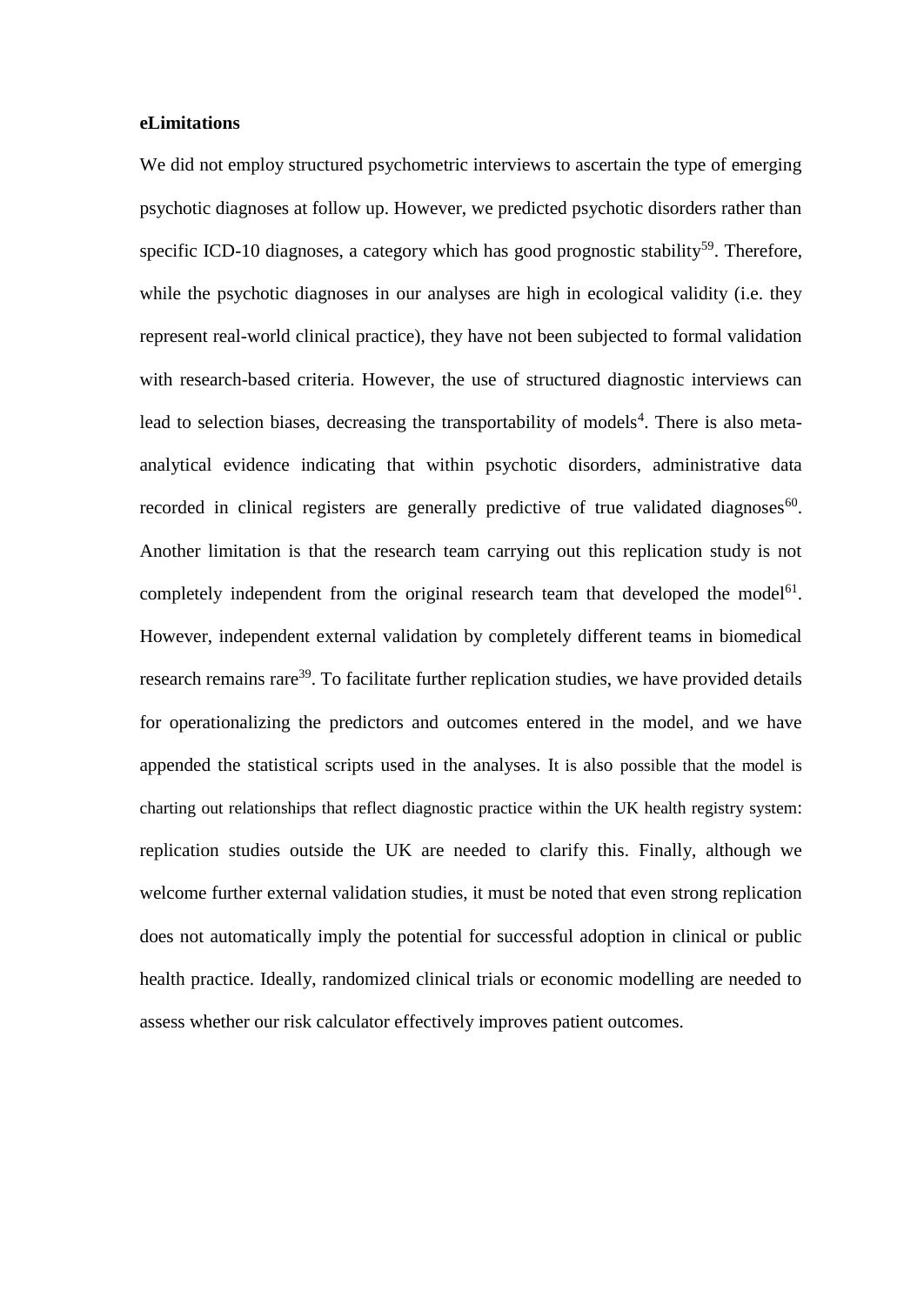**eLimitations**

We did not employ structured psychometric interviews to ascertain the type of emerging psychotic diagnoses at follow up. However, we predicted psychotic disorders rather than specific ICD-10 diagnoses, a category which has good prognostic stability[59]. Therefore, while the psychotic diagnoses in our analyses are high in ecological validity (i.e. they represent real-world clinical practice), they have not been subjected to formal validation with research-based criteria. However, the use of structured diagnostic interviews can lead to selection biases, decreasing the transportability of models[4]. There is also meta-analytical evidence indicating that within psychotic disorders, administrative data recorded in clinical registers are generally predictive of true validated diagnoses[60]. Another limitation is that the research team carrying out this replication study is not completely independent from the original research team that developed the model[61]. However, independent external validation by completely different teams in biomedical research remains rare[39]. To facilitate further replication studies, we have provided details for operationalizing the predictors and outcomes entered in the model, and we have appended the statistical scripts used in the analyses. It is also possible that the model is charting out relationships that reflect diagnostic practice within the UK health registry system: replication studies outside the UK are needed to clarify this. Finally, although we welcome further external validation studies, it must be noted that even strong replication does not automatically imply the potential for successful adoption in clinical or public health practice. Ideally, randomized clinical trials or economic modelling are needed to assess whether our risk calculator effectively improves patient outcomes.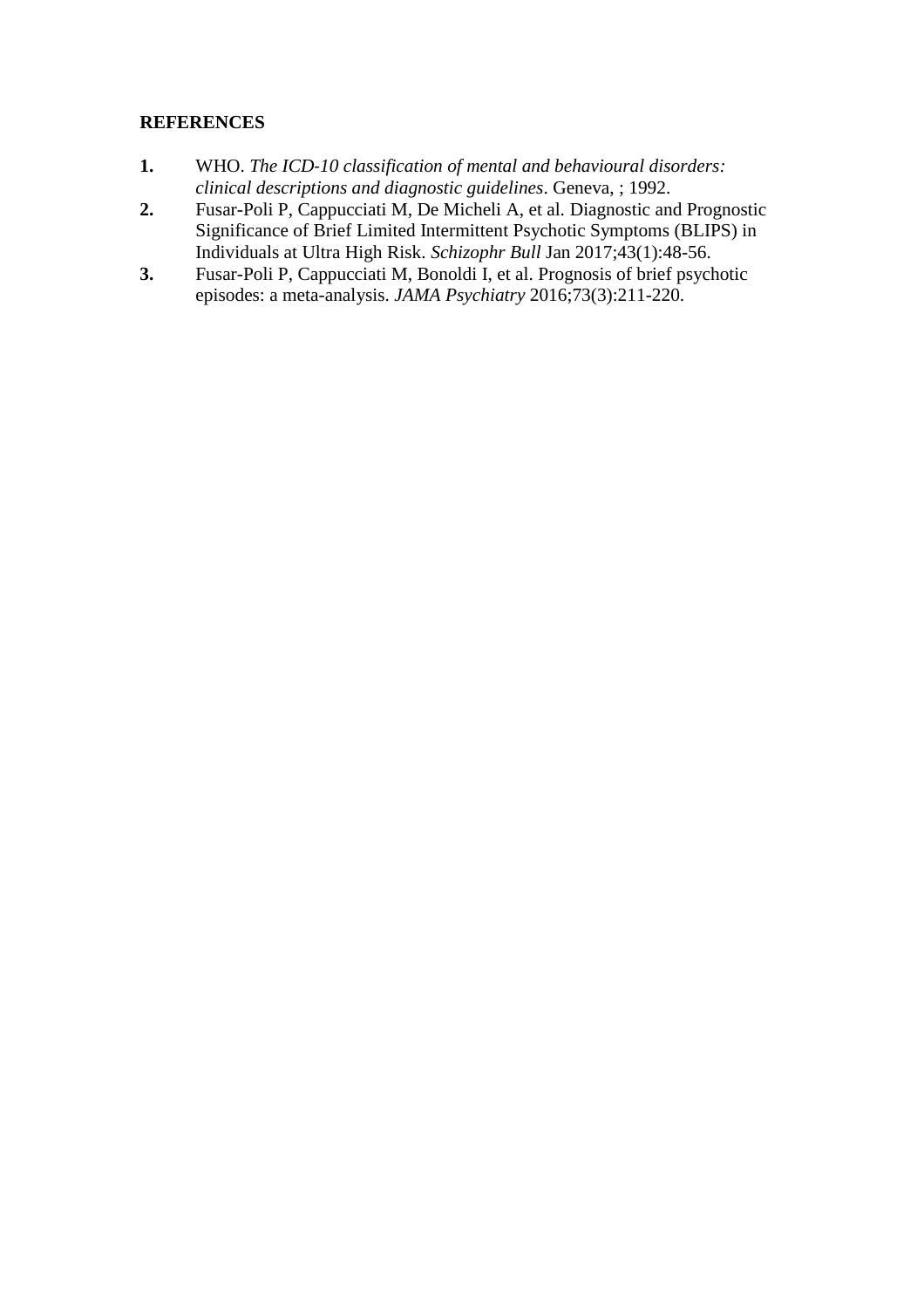**REFERENCES**

1. WHO. *The ICD-10 classification of mental and behavioural disorders: clinical descriptions and diagnostic guidelines*. Geneva, ; 1992.
2. Fusar-Poli P, Cappucciati M, De Micheli A, et al. Diagnostic and Prognostic Significance of Brief Limited Intermittent Psychotic Symptoms (BLIPS) in Individuals at Ultra High Risk. *Schizophr Bull* Jan 2017;43(1):48-56.
3. Fusar-Poli P, Cappucciati M, Bonoldi I, et al. Prognosis of brief psychotic episodes: a meta-analysis. *JAMA Psychiatry* 2016;73(3):211-220.